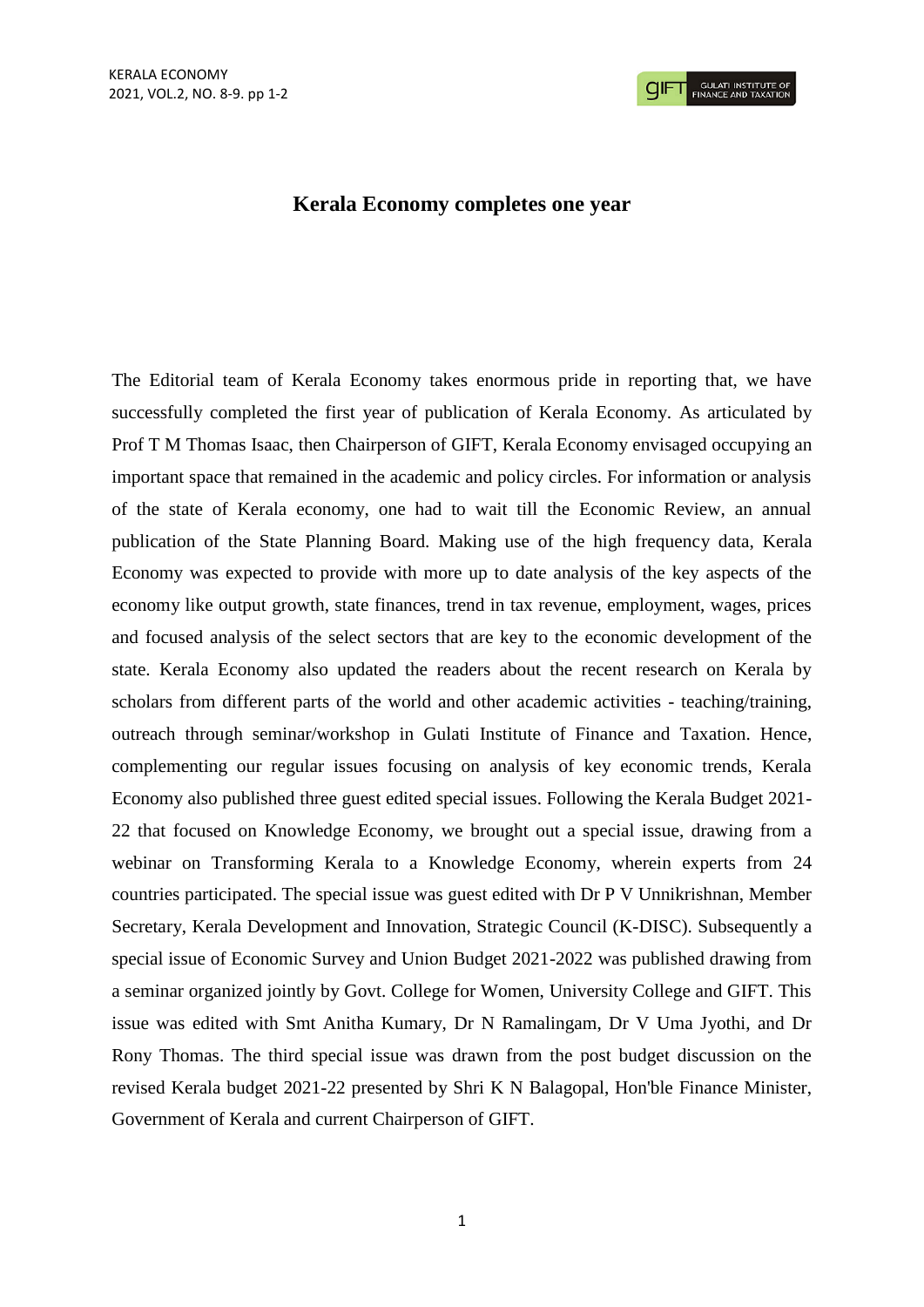# Kerala Economy completes one year

The Editorial team of Kerala Economy takes enormous pride in reporting that, we have successfully completed the first year of publication of Kerala Economy. As articulated by Prof T M Thomas Isaac, then Chairperson of GIFT, Kerala Economy envisaged occupying an important space that remained in the academic and policy circles. For information or analysis of the state of Kerala economy, one had to wait till the Economic Review, an annual publication of the State Planning Board. Making use of the high frequency data, Kerala Economy was expected to provide with more up to date analysis of the key aspects of the economy like output growth, state finances, trend in tax revenue, employment, wages, prices and focused analysis of the select sectors that are key to the economic development of the state. Kerala Economy also updated the readers about the recent research on Kerala by scholars from different parts of the world and other academic activities - teaching/training, outreach through seminar/workshop in Gulati Institute of Finance and Taxation. Hence, complementing our regular issues focusing on analysis of key economic trends, Kerala Economy also published three guest edited special issues. Following the Kerala Budget 2021-22 that focused on Knowledge Economy, we brought out a special issue, drawing from a webinar on Transforming Kerala to a Knowledge Economy, wherein experts from 24 countries participated. The special issue was guest edited with Dr P V Unnikrishnan, Member Secretary, Kerala Development and Innovation, Strategic Council (K-DISC). Subsequently a special issue of Economic Survey and Union Budget 2021-2022 was published drawing from a seminar organized jointly by Govt. College for Women, University College and GIFT. This issue was edited with Smt Anitha Kumary, Dr N Ramalingam, Dr V Uma Jyothi, and Dr Rony Thomas. The third special issue was drawn from the post budget discussion on the revised Kerala budget 2021-22 presented by Shri K N Balagopal, Hon'ble Finance Minister, Government of Kerala and current Chairperson of GIFT.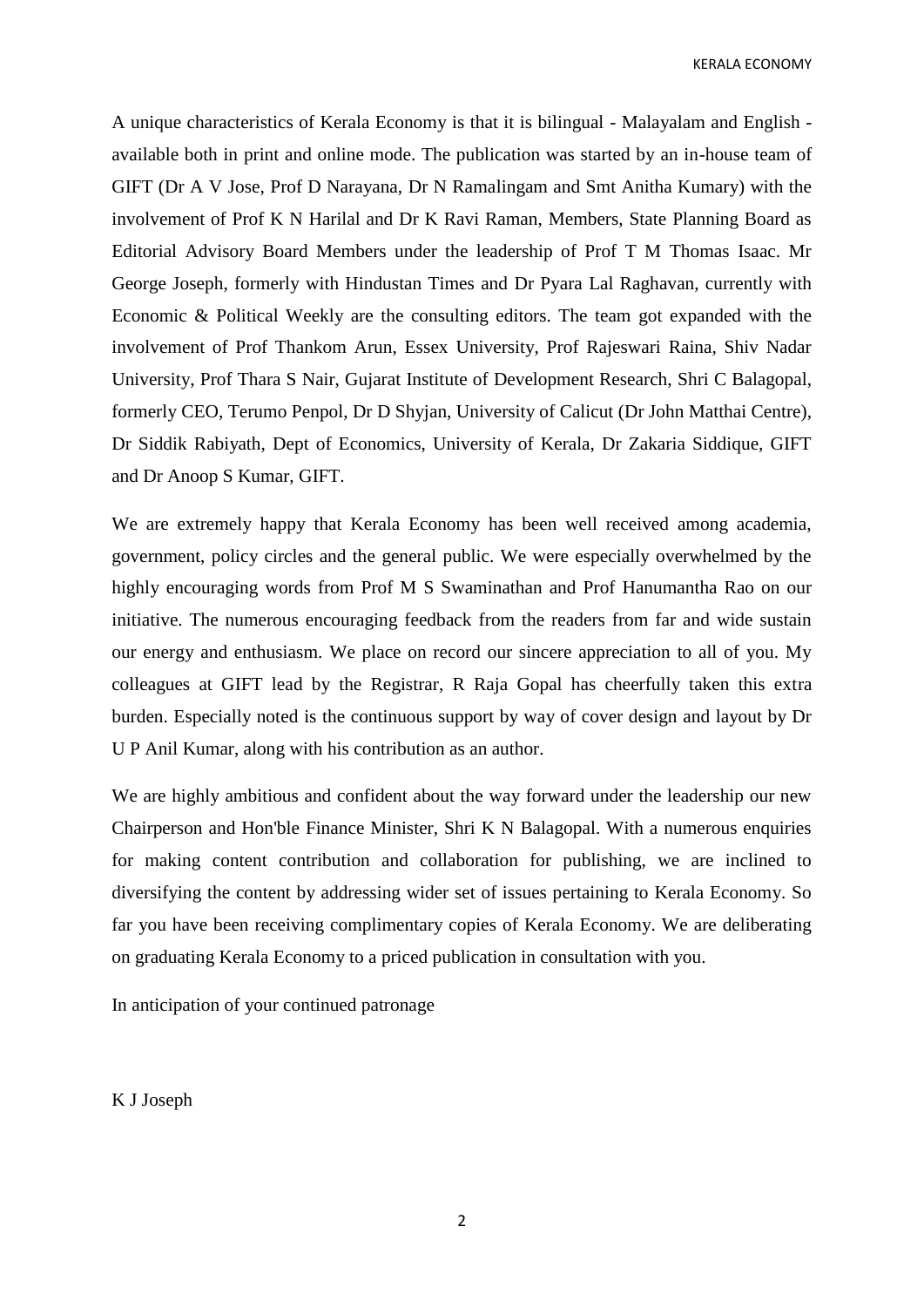A unique characteristics of Kerala Economy is that it is bilingual - Malayalam and English - available both in print and online mode. The publication was started by an in-house team of GIFT (Dr A V Jose, Prof D Narayana, Dr N Ramalingam and Smt Anitha Kumary) with the involvement of Prof K N Harilal and Dr K Ravi Raman, Members, State Planning Board as Editorial Advisory Board Members under the leadership of Prof T M Thomas Isaac. Mr George Joseph, formerly with Hindustan Times and Dr Pyara Lal Raghavan, currently with Economic & Political Weekly are the consulting editors. The team got expanded with the involvement of Prof Thankom Arun, Essex University, Prof Rajeswari Raina, Shiv Nadar University, Prof Thara S Nair, Gujarat Institute of Development Research, Shri C Balagopal, formerly CEO, Terumo Penpol, Dr D Shyjan, University of Calicut (Dr John Matthai Centre), Dr Siddik Rabiyath, Dept of Economics, University of Kerala, Dr Zakaria Siddique, GIFT and Dr Anoop S Kumar, GIFT.

We are extremely happy that Kerala Economy has been well received among academia, government, policy circles and the general public. We were especially overwhelmed by the highly encouraging words from Prof M S Swaminathan and Prof Hanumantha Rao on our initiative. The numerous encouraging feedback from the readers from far and wide sustain our energy and enthusiasm. We place on record our sincere appreciation to all of you. My colleagues at GIFT lead by the Registrar, R Raja Gopal has cheerfully taken this extra burden. Especially noted is the continuous support by way of cover design and layout by Dr U P Anil Kumar, along with his contribution as an author.

We are highly ambitious and confident about the way forward under the leadership our new Chairperson and Hon'ble Finance Minister, Shri K N Balagopal. With a numerous enquiries for making content contribution and collaboration for publishing, we are inclined to diversifying the content by addressing wider set of issues pertaining to Kerala Economy. So far you have been receiving complimentary copies of Kerala Economy. We are deliberating on graduating Kerala Economy to a priced publication in consultation with you.

In anticipation of your continued patronage

K J Joseph